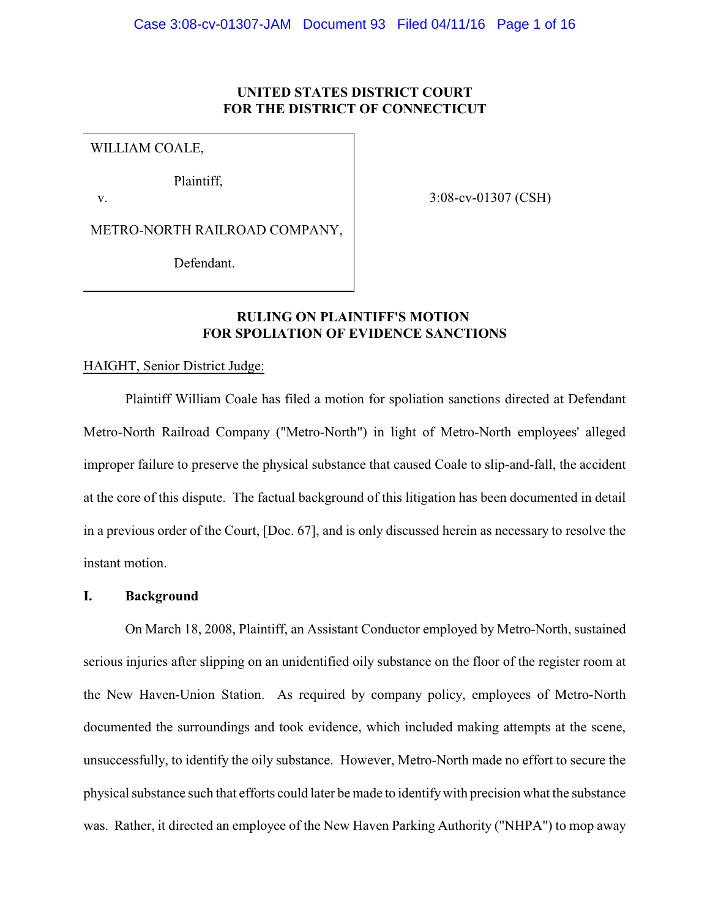**UNITED STATES DISTRICT COURT**
**FOR THE DISTRICT OF CONNECTICUT**

| | |
|---|---|
| WILLIAM COALE,<br><br>Plaintiff,<br><br>v.<br><br>METRO-NORTH RAILROAD COMPANY,<br><br>Defendant. | 3:08-cv-01307 (CSH) |

**RULING ON PLAINTIFF'S MOTION**
**FOR SPOLIATION OF EVIDENCE SANCTIONS**

HAIGHT, Senior District Judge:

Plaintiff William Coale has filed a motion for spoliation sanctions directed at Defendant Metro-North Railroad Company ("Metro-North") in light of Metro-North employees' alleged improper failure to preserve the physical substance that caused Coale to slip-and-fall, the accident at the core of this dispute. The factual background of this litigation has been documented in detail in a previous order of the Court, [Doc. 67], and is only discussed herein as necessary to resolve the instant motion.

## I. Background

On March 18, 2008, Plaintiff, an Assistant Conductor employed by Metro-North, sustained serious injuries after slipping on an unidentified oily substance on the floor of the register room at the New Haven-Union Station. As required by company policy, employees of Metro-North documented the surroundings and took evidence, which included making attempts at the scene, unsuccessfully, to identify the oily substance. However, Metro-North made no effort to secure the physical substance such that efforts could later be made to identify with precision what the substance was. Rather, it directed an employee of the New Haven Parking Authority ("NHPA") to mop away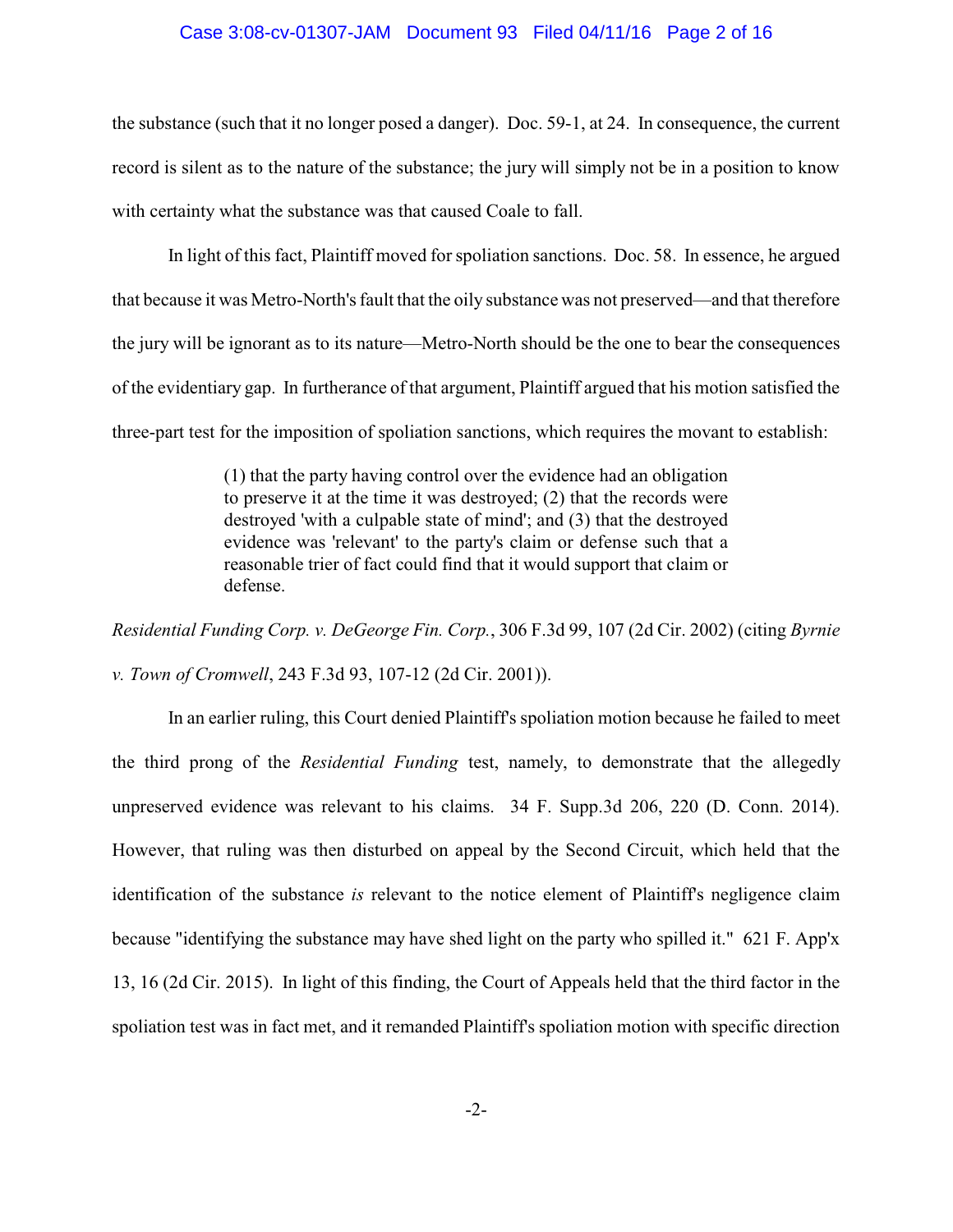the substance (such that it no longer posed a danger). Doc. 59-1, at 24. In consequence, the current record is silent as to the nature of the substance; the jury will simply not be in a position to know with certainty what the substance was that caused Coale to fall.

In light of this fact, Plaintiff moved for spoliation sanctions. Doc. 58. In essence, he argued that because it was Metro-North's fault that the oily substance was not preserved—and that therefore the jury will be ignorant as to its nature—Metro-North should be the one to bear the consequences of the evidentiary gap. In furtherance of that argument, Plaintiff argued that his motion satisfied the three-part test for the imposition of spoliation sanctions, which requires the movant to establish:

> (1) that the party having control over the evidence had an obligation to preserve it at the time it was destroyed; (2) that the records were destroyed 'with a culpable state of mind'; and (3) that the destroyed evidence was 'relevant' to the party's claim or defense such that a reasonable trier of fact could find that it would support that claim or defense.

*Residential Funding Corp. v. DeGeorge Fin. Corp.*, 306 F.3d 99, 107 (2d Cir. 2002) (citing *Byrnie v. Town of Cromwell*, 243 F.3d 93, 107-12 (2d Cir. 2001)).

In an earlier ruling, this Court denied Plaintiff's spoliation motion because he failed to meet the third prong of the *Residential Funding* test, namely, to demonstrate that the allegedly unpreserved evidence was relevant to his claims. 34 F. Supp.3d 206, 220 (D. Conn. 2014). However, that ruling was then disturbed on appeal by the Second Circuit, which held that the identification of the substance *is* relevant to the notice element of Plaintiff's negligence claim because "identifying the substance may have shed light on the party who spilled it." 621 F. App'x 13, 16 (2d Cir. 2015). In light of this finding, the Court of Appeals held that the third factor in the spoliation test was in fact met, and it remanded Plaintiff's spoliation motion with specific direction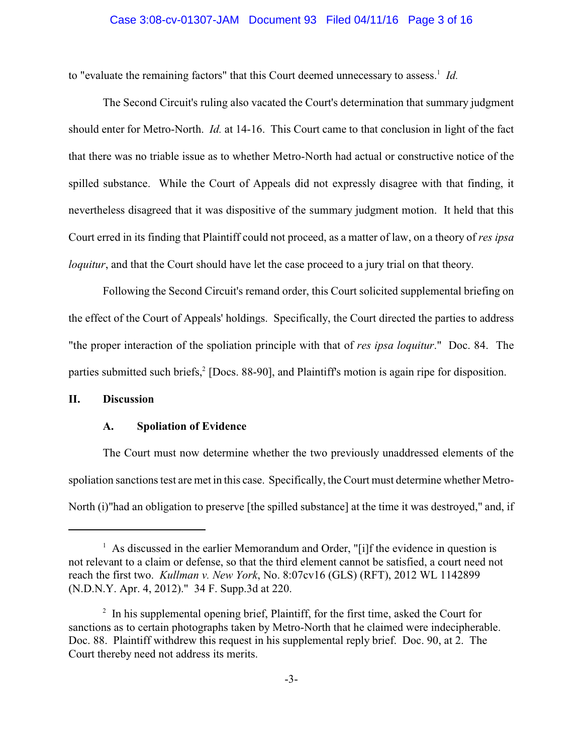to "evaluate the remaining factors" that this Court deemed unnecessary to assess.[1] *Id.*

The Second Circuit's ruling also vacated the Court's determination that summary judgment should enter for Metro-North. *Id.* at 14-16. This Court came to that conclusion in light of the fact that there was no triable issue as to whether Metro-North had actual or constructive notice of the spilled substance. While the Court of Appeals did not expressly disagree with that finding, it nevertheless disagreed that it was dispositive of the summary judgment motion. It held that this Court erred in its finding that Plaintiff could not proceed, as a matter of law, on a theory of *res ipsa loquitur*, and that the Court should have let the case proceed to a jury trial on that theory.

Following the Second Circuit's remand order, this Court solicited supplemental briefing on the effect of the Court of Appeals' holdings. Specifically, the Court directed the parties to address "the proper interaction of the spoliation principle with that of *res ipsa loquitur*." Doc. 84. The parties submitted such briefs,[2] [Docs. 88-90], and Plaintiff's motion is again ripe for disposition.

## II. Discussion

### A. Spoliation of Evidence

The Court must now determine whether the two previously unaddressed elements of the spoliation sanctions test are met in this case. Specifically, the Court must determine whether Metro-North (i)"had an obligation to preserve [the spilled substance] at the time it was destroyed," and, if

---

[1] As discussed in the earlier Memorandum and Order, "[i]f the evidence in question is not relevant to a claim or defense, so that the third element cannot be satisfied, a court need not reach the first two. *Kullman v. New York*, No. 8:07cv16 (GLS) (RFT), 2012 WL 1142899 (N.D.N.Y. Apr. 4, 2012)." 34 F. Supp.3d at 220.

[2] In his supplemental opening brief, Plaintiff, for the first time, asked the Court for sanctions as to certain photographs taken by Metro-North that he claimed were indecipherable. Doc. 88. Plaintiff withdrew this request in his supplemental reply brief. Doc. 90, at 2. The Court thereby need not address its merits.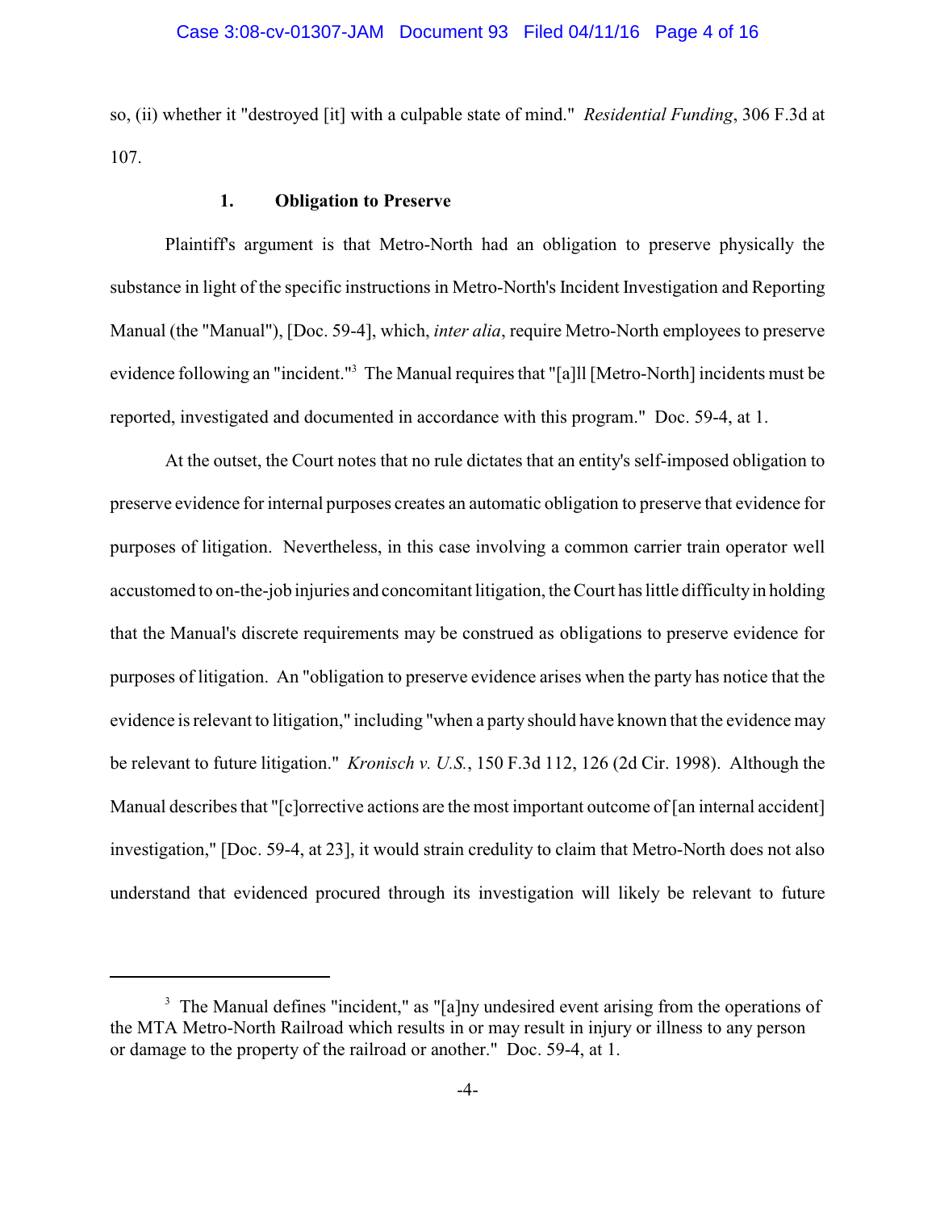so, (ii) whether it "destroyed [it] with a culpable state of mind." *Residential Funding*, 306 F.3d at 107.

### 1. Obligation to Preserve

Plaintiff's argument is that Metro-North had an obligation to preserve physically the substance in light of the specific instructions in Metro-North's Incident Investigation and Reporting Manual (the "Manual"), [Doc. 59-4], which, *inter alia*, require Metro-North employees to preserve evidence following an "incident."[3] The Manual requires that "[a]ll [Metro-North] incidents must be reported, investigated and documented in accordance with this program." Doc. 59-4, at 1.

At the outset, the Court notes that no rule dictates that an entity's self-imposed obligation to preserve evidence for internal purposes creates an automatic obligation to preserve that evidence for purposes of litigation. Nevertheless, in this case involving a common carrier train operator well accustomed to on-the-job injuries and concomitant litigation, the Court has little difficulty in holding that the Manual's discrete requirements may be construed as obligations to preserve evidence for purposes of litigation. An "obligation to preserve evidence arises when the party has notice that the evidence is relevant to litigation," including "when a party should have known that the evidence may be relevant to future litigation." *Kronisch v. U.S.*, 150 F.3d 112, 126 (2d Cir. 1998). Although the Manual describes that "[c]orrective actions are the most important outcome of [an internal accident] investigation," [Doc. 59-4, at 23], it would strain credulity to claim that Metro-North does not also understand that evidenced procured through its investigation will likely be relevant to future

---

[3] The Manual defines "incident," as "[a]ny undesired event arising from the operations of the MTA Metro-North Railroad which results in or may result in injury or illness to any person or damage to the property of the railroad or another." Doc. 59-4, at 1.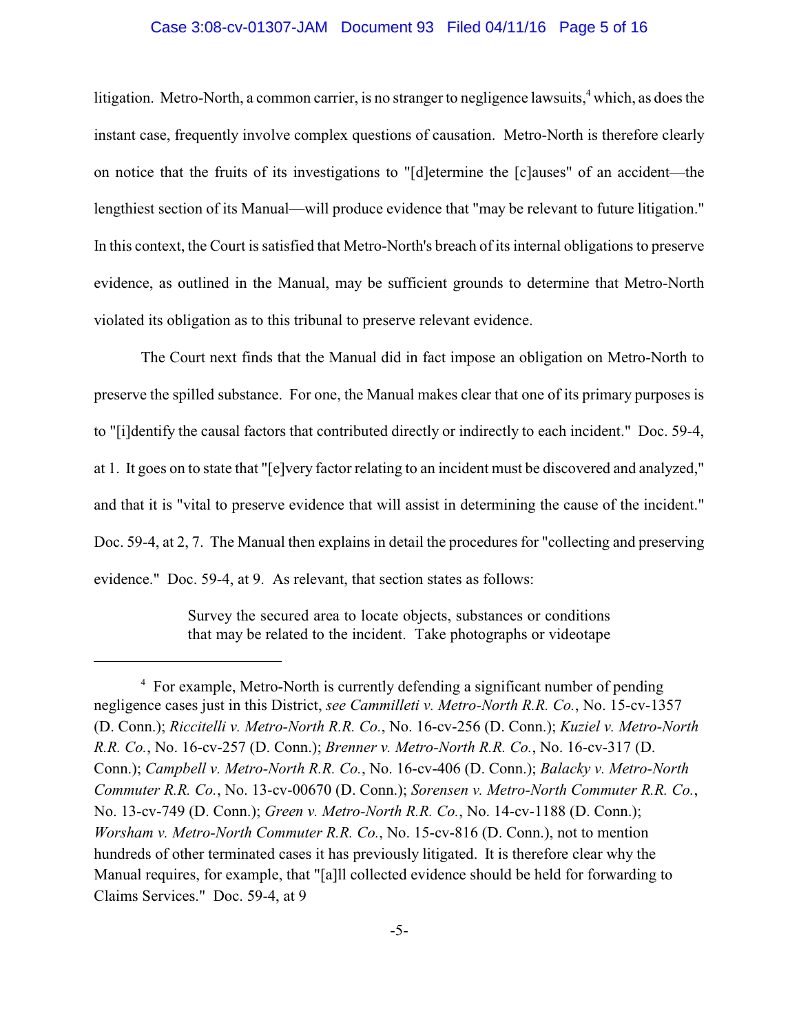litigation. Metro-North, a common carrier, is no stranger to negligence lawsuits,[4] which, as does the instant case, frequently involve complex questions of causation. Metro-North is therefore clearly on notice that the fruits of its investigations to "[d]etermine the [c]auses" of an accident—the lengthiest section of its Manual—will produce evidence that "may be relevant to future litigation." In this context, the Court is satisfied that Metro-North's breach of its internal obligations to preserve evidence, as outlined in the Manual, may be sufficient grounds to determine that Metro-North violated its obligation as to this tribunal to preserve relevant evidence.

The Court next finds that the Manual did in fact impose an obligation on Metro-North to preserve the spilled substance. For one, the Manual makes clear that one of its primary purposes is to "[i]dentify the causal factors that contributed directly or indirectly to each incident." Doc. 59-4, at 1. It goes on to state that "[e]very factor relating to an incident must be discovered and analyzed," and that it is "vital to preserve evidence that will assist in determining the cause of the incident." Doc. 59-4, at 2, 7. The Manual then explains in detail the procedures for "collecting and preserving evidence." Doc. 59-4, at 9. As relevant, that section states as follows:

> Survey the secured area to locate objects, substances or conditions that may be related to the incident. Take photographs or videotape

---

[4] For example, Metro-North is currently defending a significant number of pending negligence cases just in this District, *see Cammilleti v. Metro-North R.R. Co.*, No. 15-cv-1357 (D. Conn.); *Riccitelli v. Metro-North R.R. Co.*, No. 16-cv-256 (D. Conn.); *Kuziel v. Metro-North R.R. Co.*, No. 16-cv-257 (D. Conn.); *Brenner v. Metro-North R.R. Co.*, No. 16-cv-317 (D. Conn.); *Campbell v. Metro-North R.R. Co.*, No. 16-cv-406 (D. Conn.); *Balacky v. Metro-North Commuter R.R. Co.*, No. 13-cv-00670 (D. Conn.); *Sorensen v. Metro-North Commuter R.R. Co.*, No. 13-cv-749 (D. Conn.); *Green v. Metro-North R.R. Co.*, No. 14-cv-1188 (D. Conn.); *Worsham v. Metro-North Commuter R.R. Co.*, No. 15-cv-816 (D. Conn.), not to mention hundreds of other terminated cases it has previously litigated. It is therefore clear why the Manual requires, for example, that "[a]ll collected evidence should be held for forwarding to Claims Services." Doc. 59-4, at 9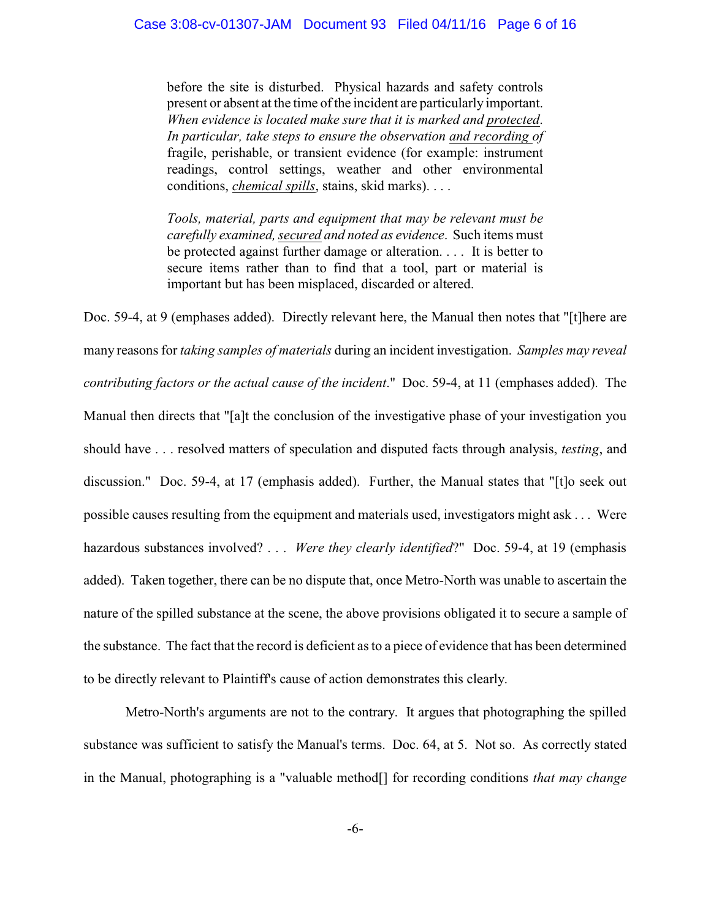> before the site is disturbed. Physical hazards and safety controls present or absent at the time of the incident are particularly important. *When evidence is located make sure that it is marked and protected. In particular, take steps to ensure the observation and recording of* fragile, perishable, or transient evidence (for example: instrument readings, control settings, weather and other environmental conditions, *chemical spills*, stains, skid marks). . . .
>
> *Tools, material, parts and equipment that may be relevant must be carefully examined, secured and noted as evidence*. Such items must be protected against further damage or alteration. . . . It is better to secure items rather than to find that a tool, part or material is important but has been misplaced, discarded or altered.

Doc. 59-4, at 9 (emphases added). Directly relevant here, the Manual then notes that "[t]here are many reasons for *taking samples of materials* during an incident investigation. *Samples may reveal contributing factors or the actual cause of the incident*." Doc. 59-4, at 11 (emphases added). The Manual then directs that "[a]t the conclusion of the investigative phase of your investigation you should have . . . resolved matters of speculation and disputed facts through analysis, *testing*, and discussion." Doc. 59-4, at 17 (emphasis added). Further, the Manual states that "[t]o seek out possible causes resulting from the equipment and materials used, investigators might ask . . . Were hazardous substances involved? . . . *Were they clearly identified*?" Doc. 59-4, at 19 (emphasis added). Taken together, there can be no dispute that, once Metro-North was unable to ascertain the nature of the spilled substance at the scene, the above provisions obligated it to secure a sample of the substance. The fact that the record is deficient as to a piece of evidence that has been determined to be directly relevant to Plaintiff's cause of action demonstrates this clearly.

Metro-North's arguments are not to the contrary. It argues that photographing the spilled substance was sufficient to satisfy the Manual's terms. Doc. 64, at 5. Not so. As correctly stated in the Manual, photographing is a "valuable method[] for recording conditions *that may change*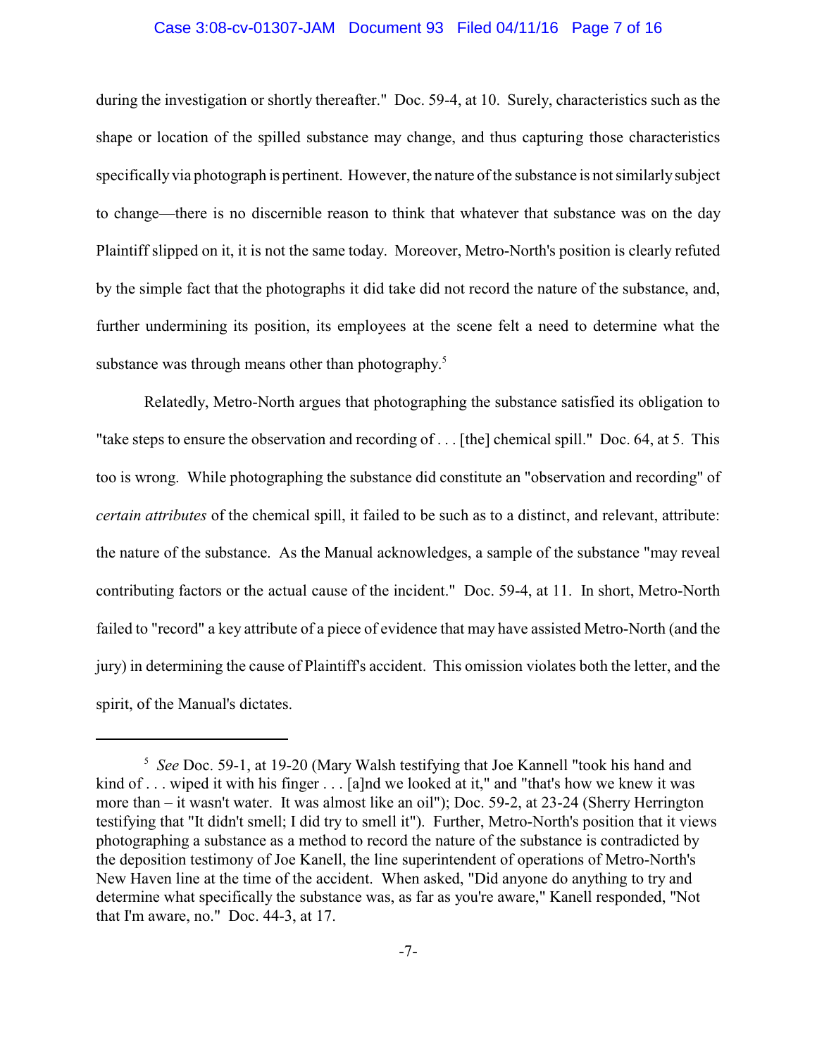during the investigation or shortly thereafter." Doc. 59-4, at 10. Surely, characteristics such as the shape or location of the spilled substance may change, and thus capturing those characteristics specifically via photograph is pertinent. However, the nature of the substance is not similarly subject to change—there is no discernible reason to think that whatever that substance was on the day Plaintiff slipped on it, it is not the same today. Moreover, Metro-North's position is clearly refuted by the simple fact that the photographs it did take did not record the nature of the substance, and, further undermining its position, its employees at the scene felt a need to determine what the substance was through means other than photography.[5]

Relatedly, Metro-North argues that photographing the substance satisfied its obligation to "take steps to ensure the observation and recording of . . . [the] chemical spill." Doc. 64, at 5. This too is wrong. While photographing the substance did constitute an "observation and recording" of *certain attributes* of the chemical spill, it failed to be such as to a distinct, and relevant, attribute: the nature of the substance. As the Manual acknowledges, a sample of the substance "may reveal contributing factors or the actual cause of the incident." Doc. 59-4, at 11. In short, Metro-North failed to "record" a key attribute of a piece of evidence that may have assisted Metro-North (and the jury) in determining the cause of Plaintiff's accident. This omission violates both the letter, and the spirit, of the Manual's dictates.

---

[5] *See* Doc. 59-1, at 19-20 (Mary Walsh testifying that Joe Kannell "took his hand and kind of . . . wiped it with his finger . . . [a]nd we looked at it," and "that's how we knew it was more than – it wasn't water. It was almost like an oil"); Doc. 59-2, at 23-24 (Sherry Herrington testifying that "It didn't smell; I did try to smell it"). Further, Metro-North's position that it views photographing a substance as a method to record the nature of the substance is contradicted by the deposition testimony of Joe Kanell, the line superintendent of operations of Metro-North's New Haven line at the time of the accident. When asked, "Did anyone do anything to try and determine what specifically the substance was, as far as you're aware," Kanell responded, "Not that I'm aware, no." Doc. 44-3, at 17.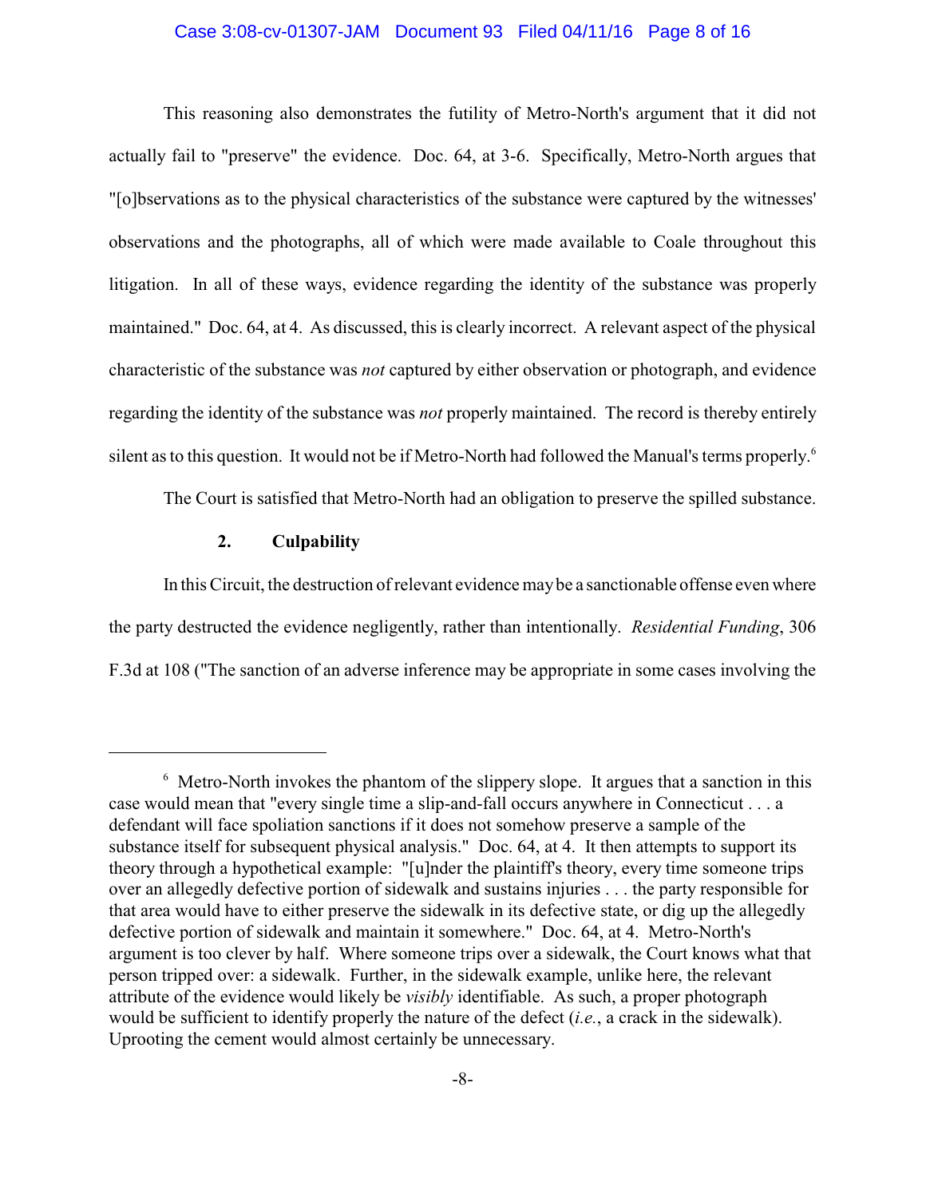This reasoning also demonstrates the futility of Metro-North's argument that it did not actually fail to "preserve" the evidence. Doc. 64, at 3-6. Specifically, Metro-North argues that "[o]bservations as to the physical characteristics of the substance were captured by the witnesses' observations and the photographs, all of which were made available to Coale throughout this litigation. In all of these ways, evidence regarding the identity of the substance was properly maintained." Doc. 64, at 4. As discussed, this is clearly incorrect. A relevant aspect of the physical characteristic of the substance was *not* captured by either observation or photograph, and evidence regarding the identity of the substance was *not* properly maintained. The record is thereby entirely silent as to this question. It would not be if Metro-North had followed the Manual's terms properly.[6]

The Court is satisfied that Metro-North had an obligation to preserve the spilled substance.

### 2. Culpability

In this Circuit, the destruction of relevant evidence may be a sanctionable offense even where the party destructed the evidence negligently, rather than intentionally. *Residential Funding*, 306 F.3d at 108 ("The sanction of an adverse inference may be appropriate in some cases involving the

---

[6] Metro-North invokes the phantom of the slippery slope. It argues that a sanction in this case would mean that "every single time a slip-and-fall occurs anywhere in Connecticut . . . a defendant will face spoliation sanctions if it does not somehow preserve a sample of the substance itself for subsequent physical analysis." Doc. 64, at 4. It then attempts to support its theory through a hypothetical example: "[u]nder the plaintiff's theory, every time someone trips over an allegedly defective portion of sidewalk and sustains injuries . . . the party responsible for that area would have to either preserve the sidewalk in its defective state, or dig up the allegedly defective portion of sidewalk and maintain it somewhere." Doc. 64, at 4. Metro-North's argument is too clever by half. Where someone trips over a sidewalk, the Court knows what that person tripped over: a sidewalk. Further, in the sidewalk example, unlike here, the relevant attribute of the evidence would likely be *visibly* identifiable. As such, a proper photograph would be sufficient to identify properly the nature of the defect (*i.e.*, a crack in the sidewalk). Uprooting the cement would almost certainly be unnecessary.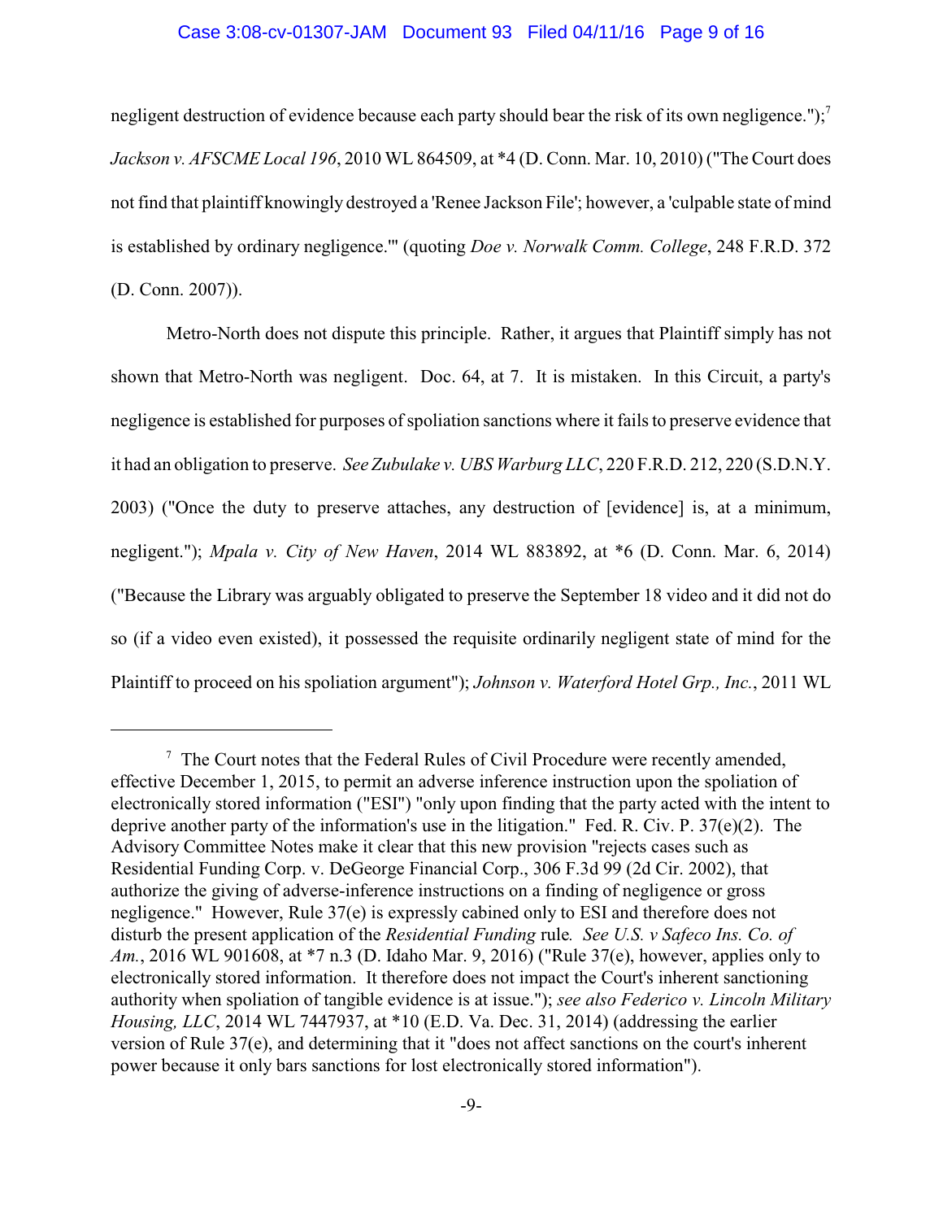negligent destruction of evidence because each party should bear the risk of its own negligence.");[7] *Jackson v. AFSCME Local 196*, 2010 WL 864509, at *4 (D. Conn. Mar. 10, 2010) ("The Court does not find that plaintiff knowingly destroyed a 'Renee Jackson File'; however, a 'culpable state of mind is established by ordinary negligence.'" (quoting *Doe v. Norwalk Comm. College*, 248 F.R.D. 372 (D. Conn. 2007)).

Metro-North does not dispute this principle. Rather, it argues that Plaintiff simply has not shown that Metro-North was negligent. Doc. 64, at 7. It is mistaken. In this Circuit, a party's negligence is established for purposes of spoliation sanctions where it fails to preserve evidence that it had an obligation to preserve. *See Zubulake v. UBS Warburg LLC*, 220 F.R.D. 212, 220 (S.D.N.Y. 2003) ("Once the duty to preserve attaches, any destruction of [evidence] is, at a minimum, negligent."); *Mpala v. City of New Haven*, 2014 WL 883892, at *6 (D. Conn. Mar. 6, 2014) ("Because the Library was arguably obligated to preserve the September 18 video and it did not do so (if a video even existed), it possessed the requisite ordinarily negligent state of mind for the Plaintiff to proceed on his spoliation argument"); *Johnson v. Waterford Hotel Grp., Inc.*, 2011 WL

---

[7] The Court notes that the Federal Rules of Civil Procedure were recently amended, effective December 1, 2015, to permit an adverse inference instruction upon the spoliation of electronically stored information ("ESI") "only upon finding that the party acted with the intent to deprive another party of the information's use in the litigation." Fed. R. Civ. P. 37(e)(2). The Advisory Committee Notes make it clear that this new provision "rejects cases such as Residential Funding Corp. v. DeGeorge Financial Corp., 306 F.3d 99 (2d Cir. 2002), that authorize the giving of adverse-inference instructions on a finding of negligence or gross negligence." However, Rule 37(e) is expressly cabined only to ESI and therefore does not disturb the present application of the *Residential Funding* rule. *See U.S. v Safeco Ins. Co. of Am.*, 2016 WL 901608, at *7 n.3 (D. Idaho Mar. 9, 2016) ("Rule 37(e), however, applies only to electronically stored information. It therefore does not impact the Court's inherent sanctioning authority when spoliation of tangible evidence is at issue."); *see also Federico v. Lincoln Military Housing, LLC*, 2014 WL 7447937, at *10 (E.D. Va. Dec. 31, 2014) (addressing the earlier version of Rule 37(e), and determining that it "does not affect sanctions on the court's inherent power because it only bars sanctions for lost electronically stored information").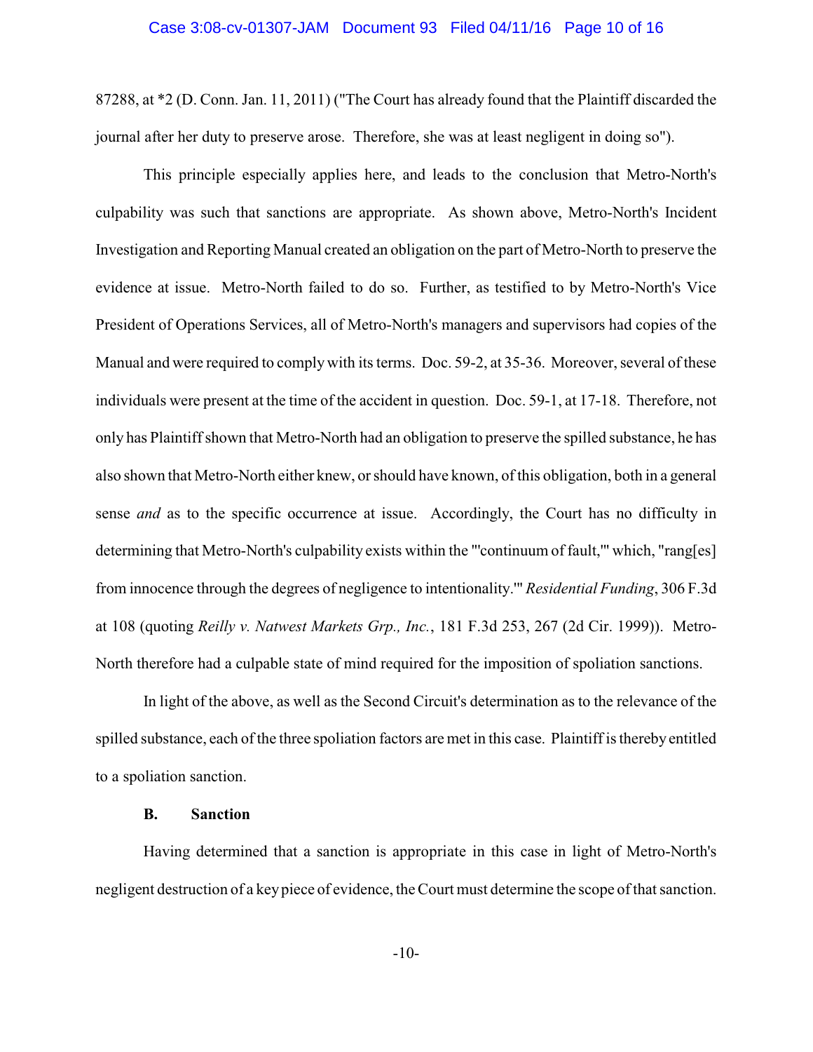87288, at *2 (D. Conn. Jan. 11, 2011) ("The Court has already found that the Plaintiff discarded the journal after her duty to preserve arose. Therefore, she was at least negligent in doing so").

This principle especially applies here, and leads to the conclusion that Metro-North's culpability was such that sanctions are appropriate. As shown above, Metro-North's Incident Investigation and Reporting Manual created an obligation on the part of Metro-North to preserve the evidence at issue. Metro-North failed to do so. Further, as testified to by Metro-North's Vice President of Operations Services, all of Metro-North's managers and supervisors had copies of the Manual and were required to comply with its terms. Doc. 59-2, at 35-36. Moreover, several of these individuals were present at the time of the accident in question. Doc. 59-1, at 17-18. Therefore, not only has Plaintiff shown that Metro-North had an obligation to preserve the spilled substance, he has also shown that Metro-North either knew, or should have known, of this obligation, both in a general sense *and* as to the specific occurrence at issue. Accordingly, the Court has no difficulty in determining that Metro-North's culpability exists within the "'continuum of fault,'" which, "rang[es] from innocence through the degrees of negligence to intentionality.'" *Residential Funding*, 306 F.3d at 108 (quoting *Reilly v. Natwest Markets Grp., Inc.*, 181 F.3d 253, 267 (2d Cir. 1999)). Metro-North therefore had a culpable state of mind required for the imposition of spoliation sanctions.

In light of the above, as well as the Second Circuit's determination as to the relevance of the spilled substance, each of the three spoliation factors are met in this case. Plaintiff is thereby entitled to a spoliation sanction.

### B. Sanction

Having determined that a sanction is appropriate in this case in light of Metro-North's negligent destruction of a key piece of evidence, the Court must determine the scope of that sanction.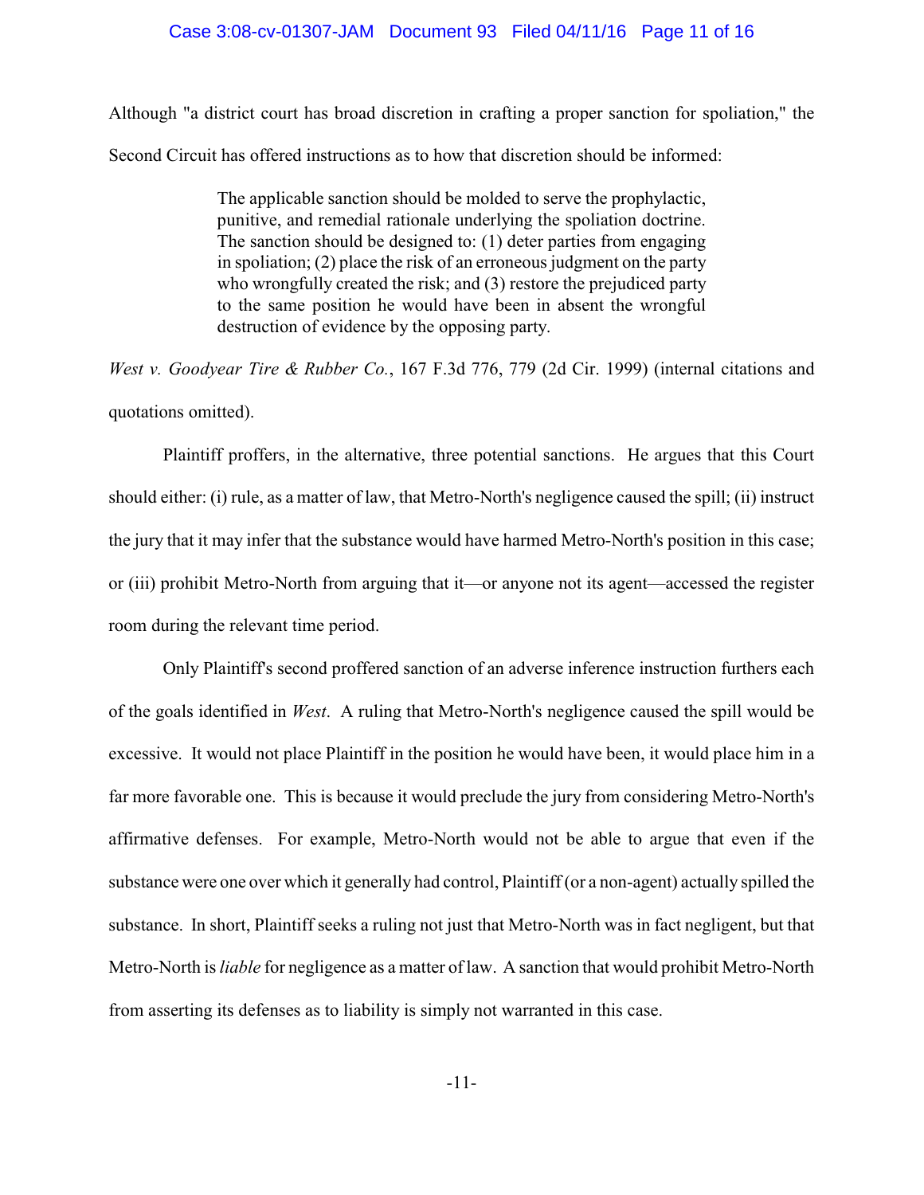Although "a district court has broad discretion in crafting a proper sanction for spoliation," the Second Circuit has offered instructions as to how that discretion should be informed:

> The applicable sanction should be molded to serve the prophylactic, punitive, and remedial rationale underlying the spoliation doctrine. The sanction should be designed to: (1) deter parties from engaging in spoliation; (2) place the risk of an erroneous judgment on the party who wrongfully created the risk; and (3) restore the prejudiced party to the same position he would have been in absent the wrongful destruction of evidence by the opposing party.

*West v. Goodyear Tire & Rubber Co.*, 167 F.3d 776, 779 (2d Cir. 1999) (internal citations and quotations omitted).

Plaintiff proffers, in the alternative, three potential sanctions. He argues that this Court should either: (i) rule, as a matter of law, that Metro-North's negligence caused the spill; (ii) instruct the jury that it may infer that the substance would have harmed Metro-North's position in this case; or (iii) prohibit Metro-North from arguing that it—or anyone not its agent—accessed the register room during the relevant time period.

Only Plaintiff's second proffered sanction of an adverse inference instruction furthers each of the goals identified in *West*. A ruling that Metro-North's negligence caused the spill would be excessive. It would not place Plaintiff in the position he would have been, it would place him in a far more favorable one. This is because it would preclude the jury from considering Metro-North's affirmative defenses. For example, Metro-North would not be able to argue that even if the substance were one over which it generally had control, Plaintiff (or a non-agent) actually spilled the substance. In short, Plaintiff seeks a ruling not just that Metro-North was in fact negligent, but that Metro-North is *liable* for negligence as a matter of law. A sanction that would prohibit Metro-North from asserting its defenses as to liability is simply not warranted in this case.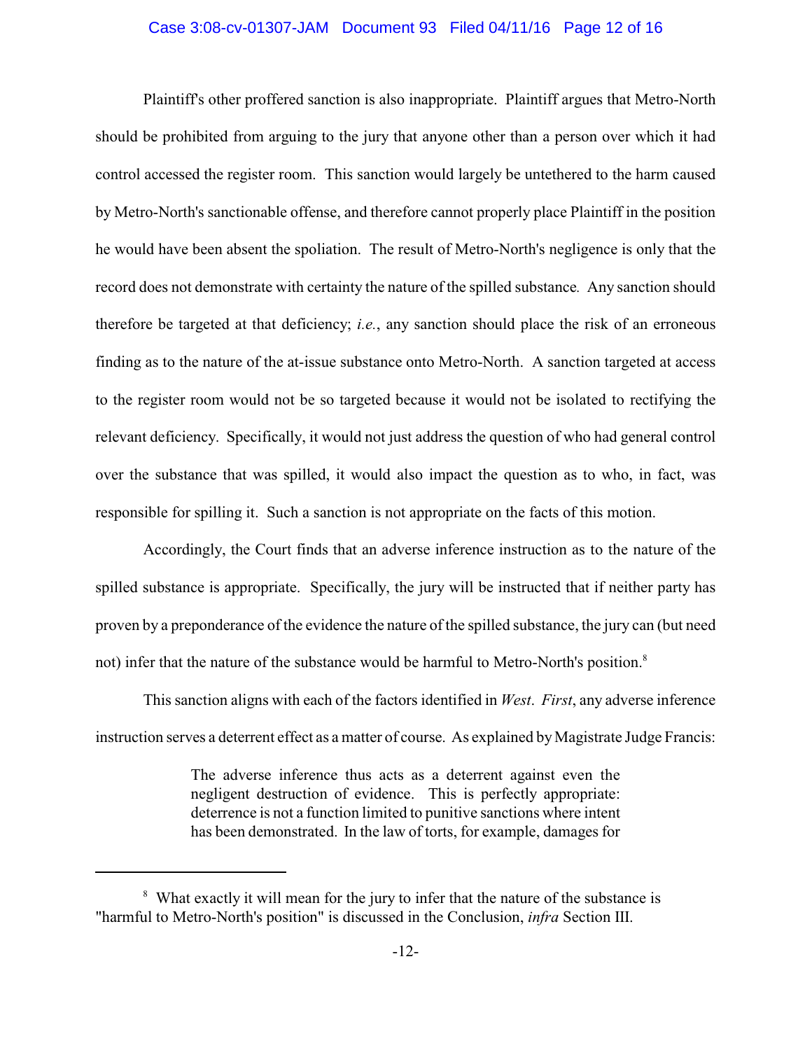Plaintiff's other proffered sanction is also inappropriate. Plaintiff argues that Metro-North should be prohibited from arguing to the jury that anyone other than a person over which it had control accessed the register room. This sanction would largely be untethered to the harm caused by Metro-North's sanctionable offense, and therefore cannot properly place Plaintiff in the position he would have been absent the spoliation. The result of Metro-North's negligence is only that the record does not demonstrate with certainty the nature of the spilled substance. Any sanction should therefore be targeted at that deficiency; *i.e.*, any sanction should place the risk of an erroneous finding as to the nature of the at-issue substance onto Metro-North. A sanction targeted at access to the register room would not be so targeted because it would not be isolated to rectifying the relevant deficiency. Specifically, it would not just address the question of who had general control over the substance that was spilled, it would also impact the question as to who, in fact, was responsible for spilling it. Such a sanction is not appropriate on the facts of this motion.

Accordingly, the Court finds that an adverse inference instruction as to the nature of the spilled substance is appropriate. Specifically, the jury will be instructed that if neither party has proven by a preponderance of the evidence the nature of the spilled substance, the jury can (but need not) infer that the nature of the substance would be harmful to Metro-North's position.[8]

This sanction aligns with each of the factors identified in *West*. *First*, any adverse inference instruction serves a deterrent effect as a matter of course. As explained by Magistrate Judge Francis:

> The adverse inference thus acts as a deterrent against even the negligent destruction of evidence. This is perfectly appropriate: deterrence is not a function limited to punitive sanctions where intent has been demonstrated. In the law of torts, for example, damages for

---

[8] What exactly it will mean for the jury to infer that the nature of the substance is "harmful to Metro-North's position" is discussed in the Conclusion, *infra* Section III.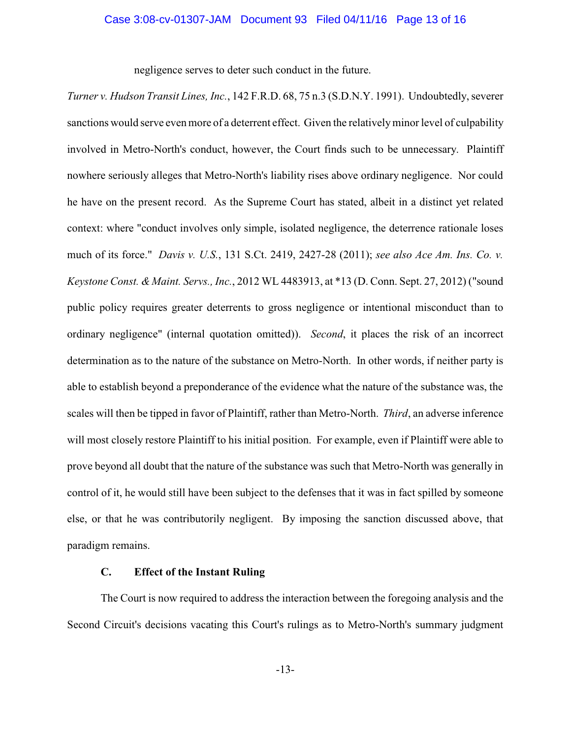negligence serves to deter such conduct in the future.

*Turner v. Hudson Transit Lines, Inc.*, 142 F.R.D. 68, 75 n.3 (S.D.N.Y. 1991). Undoubtedly, severer sanctions would serve even more of a deterrent effect. Given the relatively minor level of culpability involved in Metro-North's conduct, however, the Court finds such to be unnecessary. Plaintiff nowhere seriously alleges that Metro-North's liability rises above ordinary negligence. Nor could he have on the present record. As the Supreme Court has stated, albeit in a distinct yet related context: where "conduct involves only simple, isolated negligence, the deterrence rationale loses much of its force." *Davis v. U.S.*, 131 S.Ct. 2419, 2427-28 (2011); *see also Ace Am. Ins. Co. v. Keystone Const. & Maint. Servs., Inc.*, 2012 WL 4483913, at *13 (D. Conn. Sept. 27, 2012) ("sound public policy requires greater deterrents to gross negligence or intentional misconduct than to ordinary negligence" (internal quotation omitted)). *Second*, it places the risk of an incorrect determination as to the nature of the substance on Metro-North. In other words, if neither party is able to establish beyond a preponderance of the evidence what the nature of the substance was, the scales will then be tipped in favor of Plaintiff, rather than Metro-North. *Third*, an adverse inference will most closely restore Plaintiff to his initial position. For example, even if Plaintiff were able to prove beyond all doubt that the nature of the substance was such that Metro-North was generally in control of it, he would still have been subject to the defenses that it was in fact spilled by someone else, or that he was contributorily negligent. By imposing the sanction discussed above, that paradigm remains.

### C. Effect of the Instant Ruling

The Court is now required to address the interaction between the foregoing analysis and the Second Circuit's decisions vacating this Court's rulings as to Metro-North's summary judgment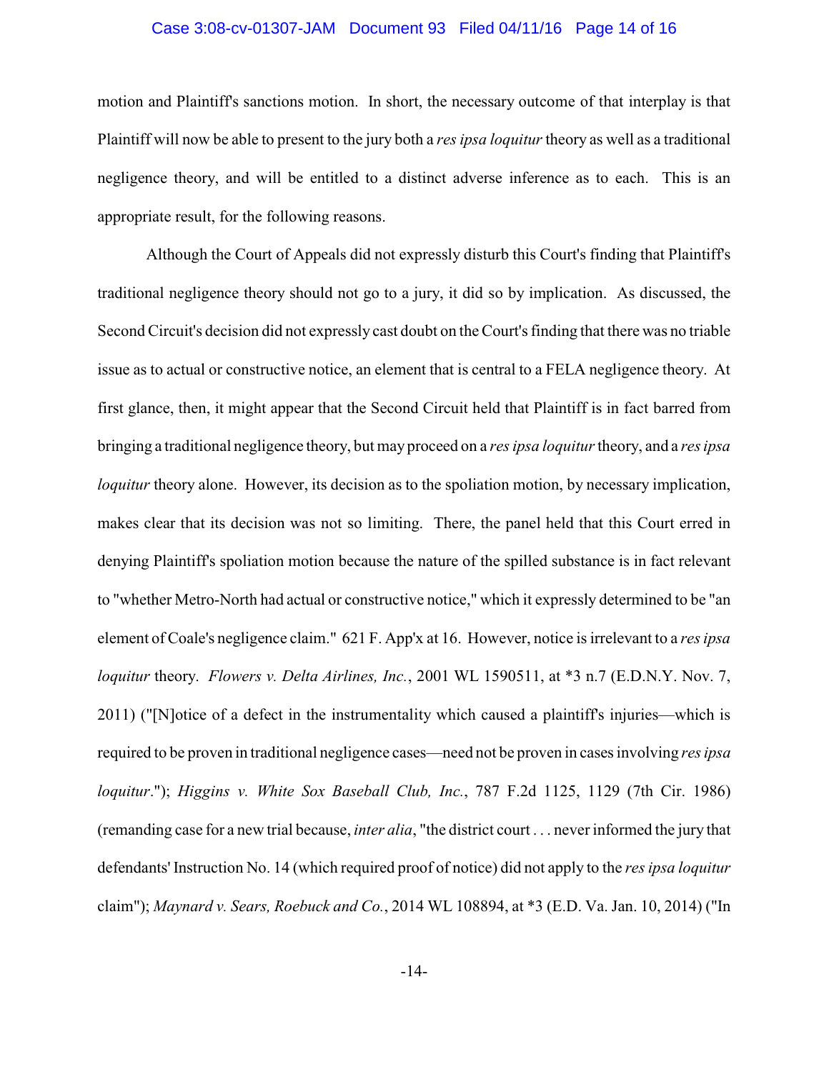motion and Plaintiff's sanctions motion. In short, the necessary outcome of that interplay is that Plaintiff will now be able to present to the jury both a *res ipsa loquitur* theory as well as a traditional negligence theory, and will be entitled to a distinct adverse inference as to each. This is an appropriate result, for the following reasons.

Although the Court of Appeals did not expressly disturb this Court's finding that Plaintiff's traditional negligence theory should not go to a jury, it did so by implication. As discussed, the Second Circuit's decision did not expressly cast doubt on the Court's finding that there was no triable issue as to actual or constructive notice, an element that is central to a FELA negligence theory. At first glance, then, it might appear that the Second Circuit held that Plaintiff is in fact barred from bringing a traditional negligence theory, but may proceed on a *res ipsa loquitur* theory, and a *res ipsa loquitur* theory alone. However, its decision as to the spoliation motion, by necessary implication, makes clear that its decision was not so limiting. There, the panel held that this Court erred in denying Plaintiff's spoliation motion because the nature of the spilled substance is in fact relevant to "whether Metro-North had actual or constructive notice," which it expressly determined to be "an element of Coale's negligence claim." 621 F. App'x at 16. However, notice is irrelevant to a *res ipsa loquitur* theory. *Flowers v. Delta Airlines, Inc.*, 2001 WL 1590511, at *3 n.7 (E.D.N.Y. Nov. 7, 2011) ("[N]otice of a defect in the instrumentality which caused a plaintiff's injuries—which is required to be proven in traditional negligence cases—need not be proven in cases involving *res ipsa loquitur*."); *Higgins v. White Sox Baseball Club, Inc.*, 787 F.2d 1125, 1129 (7th Cir. 1986) (remanding case for a new trial because, *inter alia*, "the district court . . . never informed the jury that defendants' Instruction No. 14 (which required proof of notice) did not apply to the *res ipsa loquitur* claim"); *Maynard v. Sears, Roebuck and Co.*, 2014 WL 108894, at *3 (E.D. Va. Jan. 10, 2014) ("In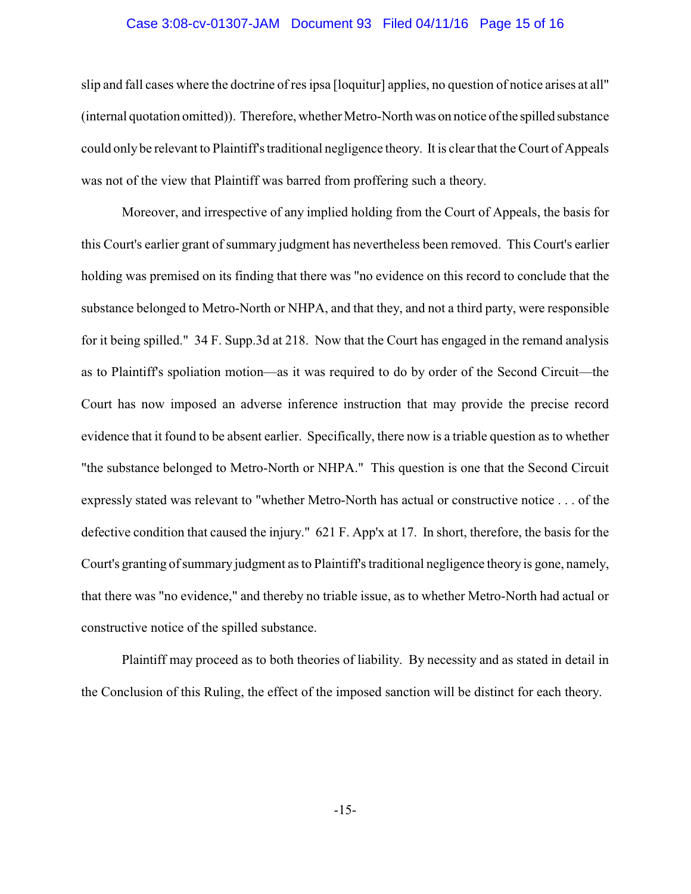slip and fall cases where the doctrine of res ipsa [loquitur] applies, no question of notice arises at all" (internal quotation omitted)). Therefore, whether Metro-North was on notice of the spilled substance could only be relevant to Plaintiff's traditional negligence theory. It is clear that the Court of Appeals was not of the view that Plaintiff was barred from proffering such a theory.

Moreover, and irrespective of any implied holding from the Court of Appeals, the basis for this Court's earlier grant of summary judgment has nevertheless been removed. This Court's earlier holding was premised on its finding that there was "no evidence on this record to conclude that the substance belonged to Metro-North or NHPA, and that they, and not a third party, were responsible for it being spilled." 34 F. Supp.3d at 218. Now that the Court has engaged in the remand analysis as to Plaintiff's spoliation motion—as it was required to do by order of the Second Circuit—the Court has now imposed an adverse inference instruction that may provide the precise record evidence that it found to be absent earlier. Specifically, there now is a triable question as to whether "the substance belonged to Metro-North or NHPA." This question is one that the Second Circuit expressly stated was relevant to "whether Metro-North has actual or constructive notice . . . of the defective condition that caused the injury." 621 F. App'x at 17. In short, therefore, the basis for the Court's granting of summary judgment as to Plaintiff's traditional negligence theory is gone, namely, that there was "no evidence," and thereby no triable issue, as to whether Metro-North had actual or constructive notice of the spilled substance.

Plaintiff may proceed as to both theories of liability. By necessity and as stated in detail in the Conclusion of this Ruling, the effect of the imposed sanction will be distinct for each theory.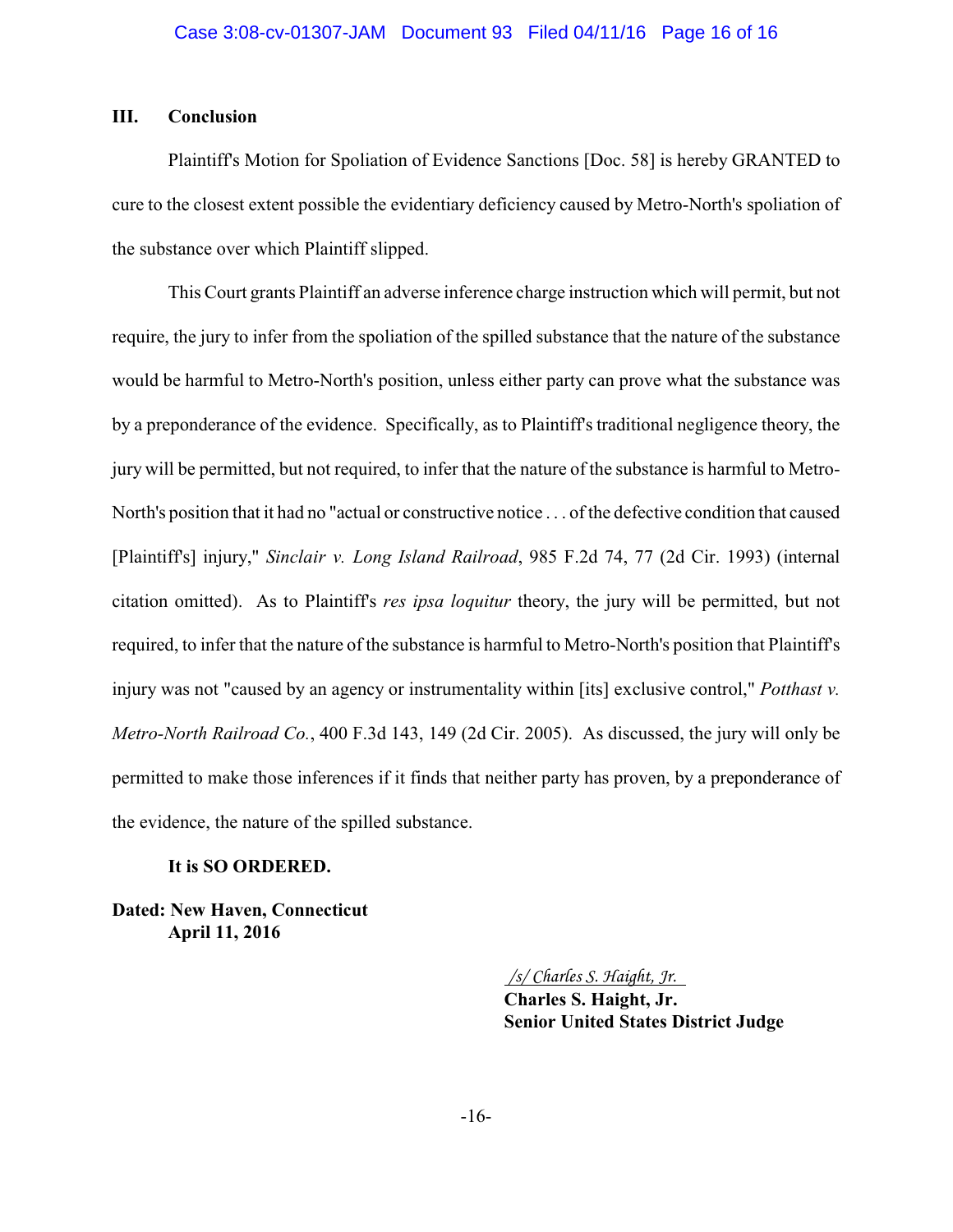### III. Conclusion

Plaintiff's Motion for Spoliation of Evidence Sanctions [Doc. 58] is hereby GRANTED to cure to the closest extent possible the evidentiary deficiency caused by Metro-North's spoliation of the substance over which Plaintiff slipped.

This Court grants Plaintiff an adverse inference charge instruction which will permit, but not require, the jury to infer from the spoliation of the spilled substance that the nature of the substance would be harmful to Metro-North's position, unless either party can prove what the substance was by a preponderance of the evidence. Specifically, as to Plaintiff's traditional negligence theory, the jury will be permitted, but not required, to infer that the nature of the substance is harmful to Metro-North's position that it had no "actual or constructive notice . . . of the defective condition that caused [Plaintiff's] injury," *Sinclair v. Long Island Railroad*, 985 F.2d 74, 77 (2d Cir. 1993) (internal citation omitted). As to Plaintiff's *res ipsa loquitur* theory, the jury will be permitted, but not required, to infer that the nature of the substance is harmful to Metro-North's position that Plaintiff's injury was not "caused by an agency or instrumentality within [its] exclusive control," *Potthast v. Metro-North Railroad Co.*, 400 F.3d 143, 149 (2d Cir. 2005). As discussed, the jury will only be permitted to make those inferences if it finds that neither party has proven, by a preponderance of the evidence, the nature of the spilled substance.

**It is SO ORDERED.**

**Dated: New Haven, Connecticut**
**April 11, 2016**

*/s/ Charles S. Haight, Jr.*
**Charles S. Haight, Jr.**
**Senior United States District Judge**